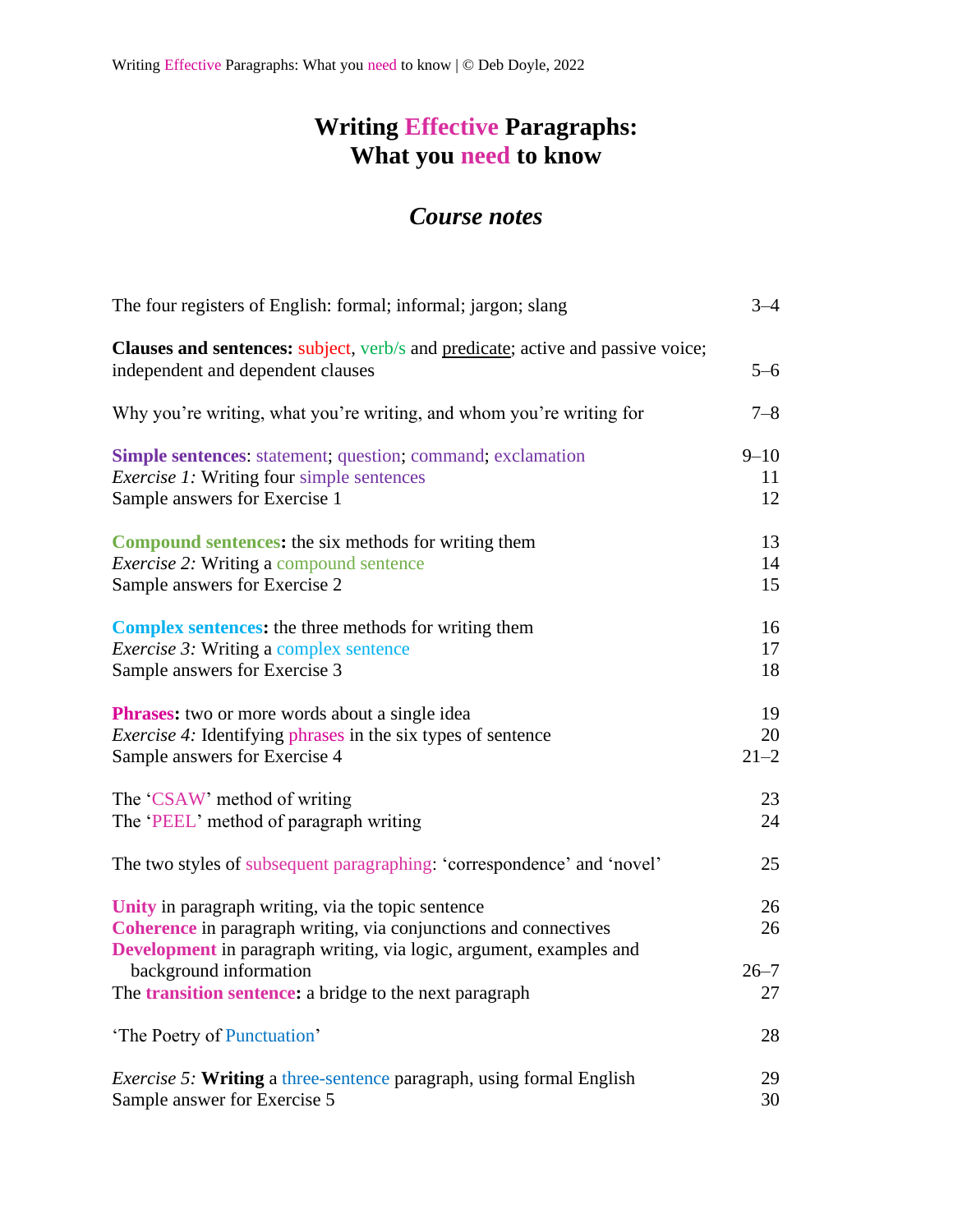# Writing Effective Paragraphs: What you need to know

## *Course notes*

| | |
|---|---|
| The four registers of English: formal; informal; jargon; slang | 3–4 |
| **Clauses and sentences:** subject, verb/s and predicate; active and passive voice; independent and dependent clauses | 5–6 |
| Why you're writing, what you're writing, and whom you're writing for | 7–8 |
| **Simple sentences**: statement; question; command; exclamation | 9–10 |
| *Exercise 1:* Writing four simple sentences | 11 |
| Sample answers for Exercise 1 | 12 |
| **Compound sentences:** the six methods for writing them | 13 |
| *Exercise 2:* Writing a compound sentence | 14 |
| Sample answers for Exercise 2 | 15 |
| **Complex sentences:** the three methods for writing them | 16 |
| *Exercise 3:* Writing a complex sentence | 17 |
| Sample answers for Exercise 3 | 18 |
| **Phrases:** two or more words about a single idea | 19 |
| *Exercise 4:* Identifying phrases in the six types of sentence | 20 |
| Sample answers for Exercise 4 | 21–2 |
| The 'CSAW' method of writing | 23 |
| The 'PEEL' method of paragraph writing | 24 |
| The two styles of subsequent paragraphing: 'correspondence' and 'novel' | 25 |
| **Unity** in paragraph writing, via the topic sentence | 26 |
| **Coherence** in paragraph writing, via conjunctions and connectives | 26 |
| **Development** in paragraph writing, via logic, argument, examples and background information | 26–7 |
| The **transition sentence:** a bridge to the next paragraph | 27 |
| 'The Poetry of Punctuation' | 28 |
| *Exercise 5:* **Writing** a three-sentence paragraph, using formal English | 29 |
| Sample answer for Exercise 5 | 30 |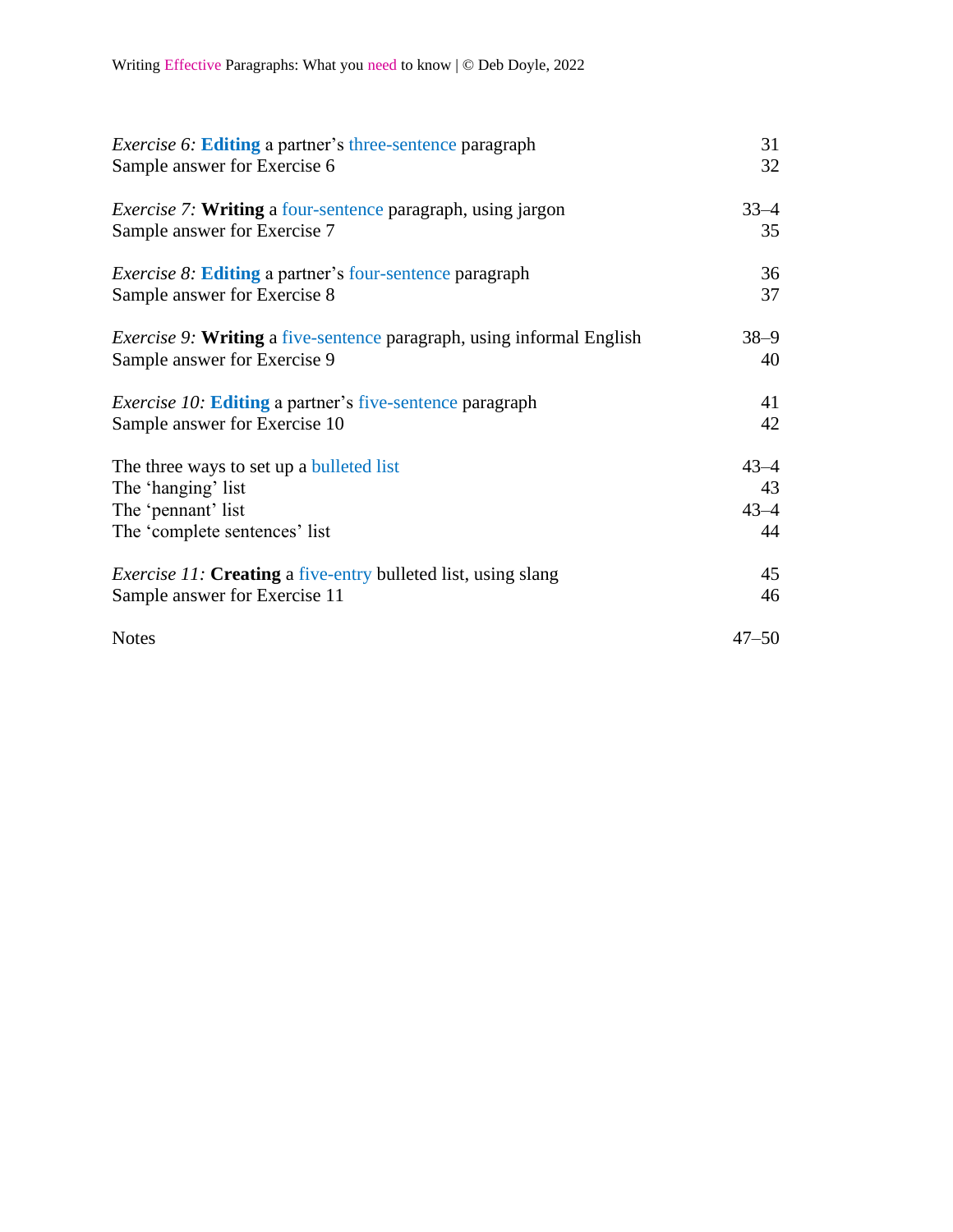| | |
|---|---|
| *Exercise 6:* **Editing** a partner's three-sentence paragraph | 31 |
| Sample answer for Exercise 6 | 32 |
| | |
| *Exercise 7:* **Writing** a four-sentence paragraph, using jargon | 33–4 |
| Sample answer for Exercise 7 | 35 |
| | |
| *Exercise 8:* **Editing** a partner's four-sentence paragraph | 36 |
| Sample answer for Exercise 8 | 37 |
| | |
| *Exercise 9:* **Writing** a five-sentence paragraph, using informal English | 38–9 |
| Sample answer for Exercise 9 | 40 |
| | |
| *Exercise 10:* **Editing** a partner's five-sentence paragraph | 41 |
| Sample answer for Exercise 10 | 42 |
| | |
| The three ways to set up a bulleted list | 43–4 |
| The 'hanging' list | 43 |
| The 'pennant' list | 43–4 |
| The 'complete sentences' list | 44 |
| | |
| *Exercise 11:* **Creating** a five-entry bulleted list, using slang | 45 |
| Sample answer for Exercise 11 | 46 |
| | |
| Notes | 47–50 |